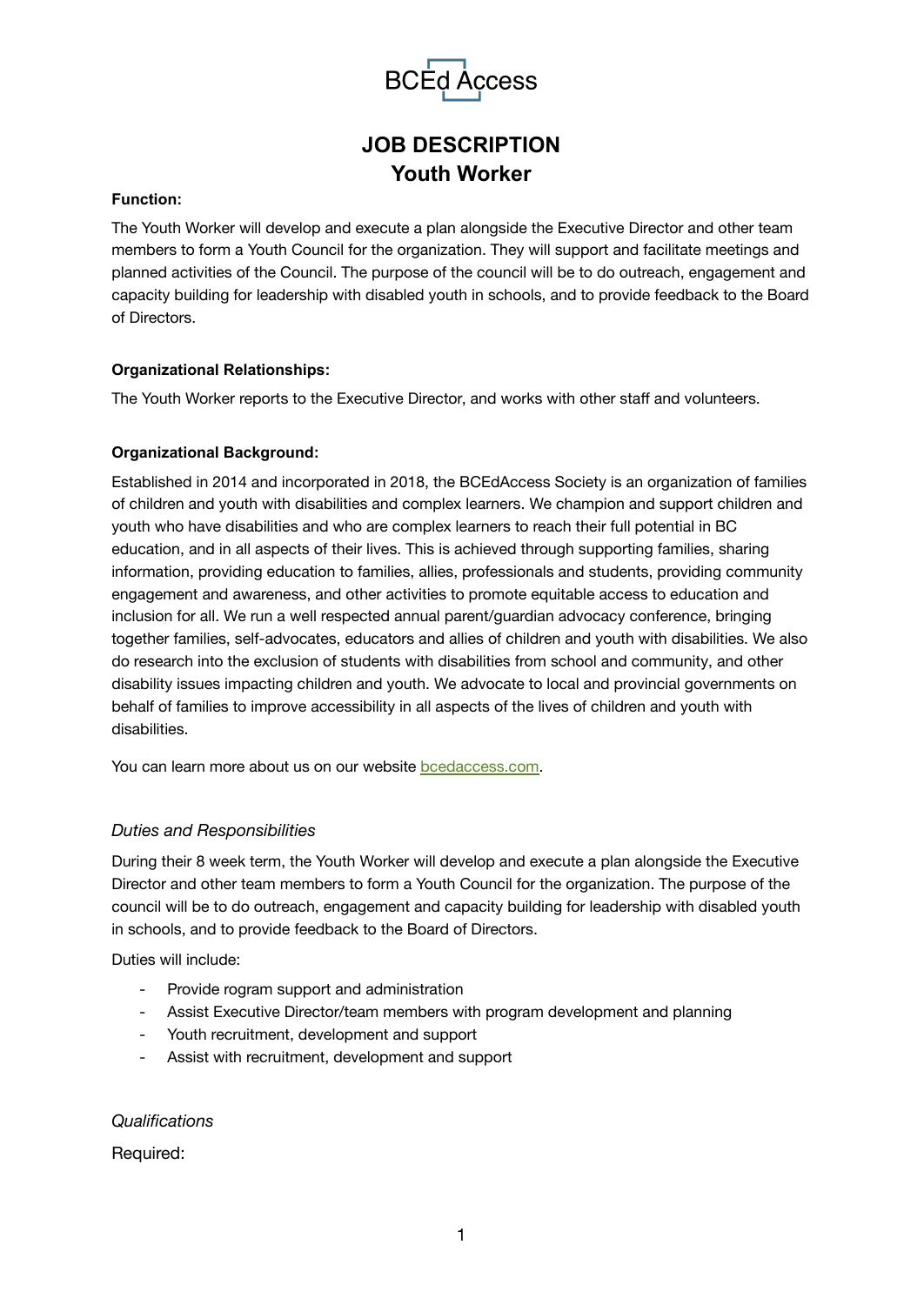BCEd Access

# JOB DESCRIPTION
## Youth Worker

**Function:**

The Youth Worker will develop and execute a plan alongside the Executive Director and other team members to form a Youth Council for the organization. They will support and facilitate meetings and planned activities of the Council. The purpose of the council will be to do outreach, engagement and capacity building for leadership with disabled youth in schools, and to provide feedback to the Board of Directors.

**Organizational Relationships:**

The Youth Worker reports to the Executive Director, and works with other staff and volunteers.

**Organizational Background:**

Established in 2014 and incorporated in 2018, the BCEdAccess Society is an organization of families of children and youth with disabilities and complex learners. We champion and support children and youth who have disabilities and who are complex learners to reach their full potential in BC education, and in all aspects of their lives. This is achieved through supporting families, sharing information, providing education to families, allies, professionals and students, providing community engagement and awareness, and other activities to promote equitable access to education and inclusion for all. We run a well respected annual parent/guardian advocacy conference, bringing together families, self-advocates, educators and allies of children and youth with disabilities. We also do research into the exclusion of students with disabilities from school and community, and other disability issues impacting children and youth. We advocate to local and provincial governments on behalf of families to improve accessibility in all aspects of the lives of children and youth with disabilities.

You can learn more about us on our website [bcedaccess.com](bcedaccess.com).

### *Duties and Responsibilities*

During their 8 week term, the Youth Worker will develop and execute a plan alongside the Executive Director and other team members to form a Youth Council for the organization. The purpose of the council will be to do outreach, engagement and capacity building for leadership with disabled youth in schools, and to provide feedback to the Board of Directors.

Duties will include:

- Provide rogram support and administration
- Assist Executive Director/team members with program development and planning
- Youth recruitment, development and support
- Assist with recruitment, development and support

### *Qualifications*

Required: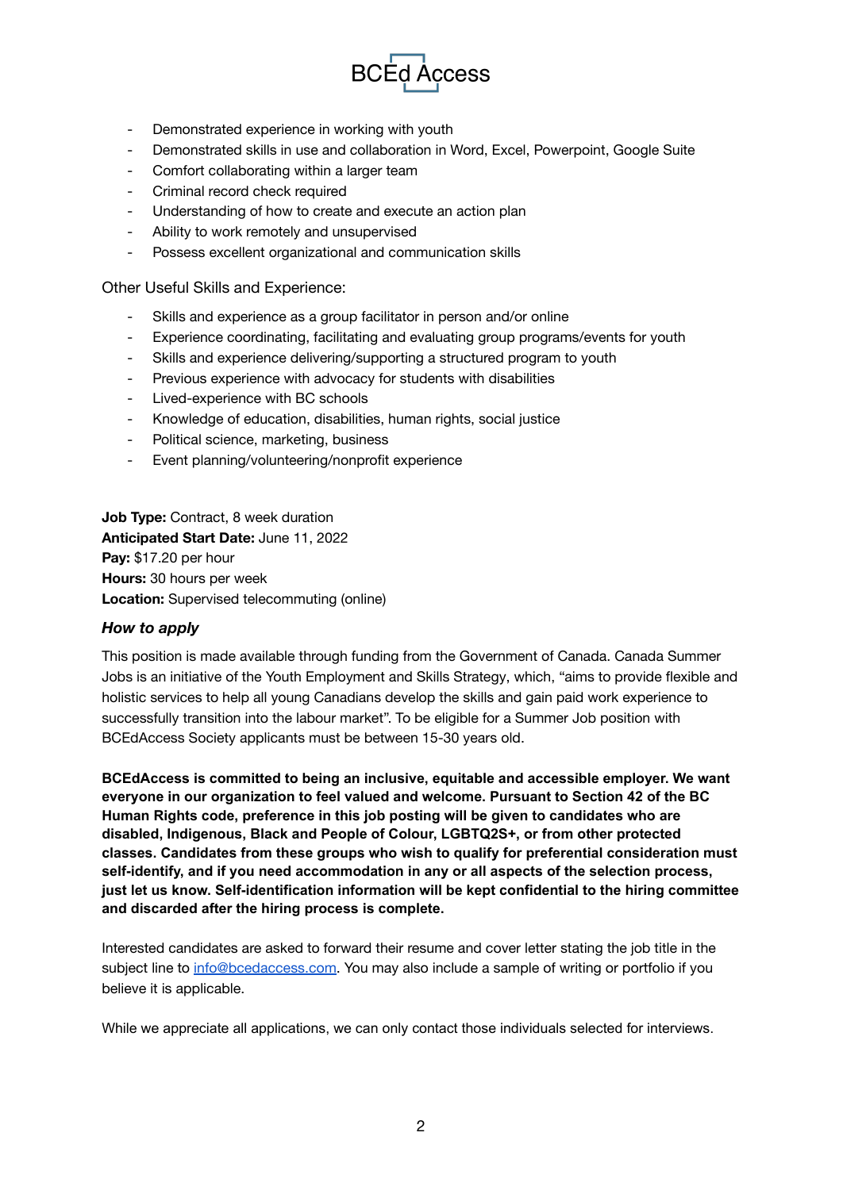- Demonstrated experience in working with youth
- Demonstrated skills in use and collaboration in Word, Excel, Powerpoint, Google Suite
- Comfort collaborating within a larger team
- Criminal record check required
- Understanding of how to create and execute an action plan
- Ability to work remotely and unsupervised
- Possess excellent organizational and communication skills

Other Useful Skills and Experience:

- Skills and experience as a group facilitator in person and/or online
- Experience coordinating, facilitating and evaluating group programs/events for youth
- Skills and experience delivering/supporting a structured program to youth
- Previous experience with advocacy for students with disabilities
- Lived-experience with BC schools
- Knowledge of education, disabilities, human rights, social justice
- Political science, marketing, business
- Event planning/volunteering/nonprofit experience

**Job Type:** Contract, 8 week duration
**Anticipated Start Date:** June 11, 2022
**Pay:** $17.20 per hour
**Hours:** 30 hours per week
**Location:** Supervised telecommuting (online)

### *How to apply*

This position is made available through funding from the Government of Canada. Canada Summer Jobs is an initiative of the Youth Employment and Skills Strategy, which, "aims to provide flexible and holistic services to help all young Canadians develop the skills and gain paid work experience to successfully transition into the labour market". To be eligible for a Summer Job position with BCEdAccess Society applicants must be between 15-30 years old.

**BCEdAccess is committed to being an inclusive, equitable and accessible employer. We want everyone in our organization to feel valued and welcome. Pursuant to Section 42 of the BC Human Rights code, preference in this job posting will be given to candidates who are disabled, Indigenous, Black and People of Colour, LGBTQ2S+, or from other protected classes. Candidates from these groups who wish to qualify for preferential consideration must self-identify, and if you need accommodation in any or all aspects of the selection process, just let us know. Self-identification information will be kept confidential to the hiring committee and discarded after the hiring process is complete.**

Interested candidates are asked to forward their resume and cover letter stating the job title in the subject line to info@bcedaccess.com. You may also include a sample of writing or portfolio if you believe it is applicable.

While we appreciate all applications, we can only contact those individuals selected for interviews.